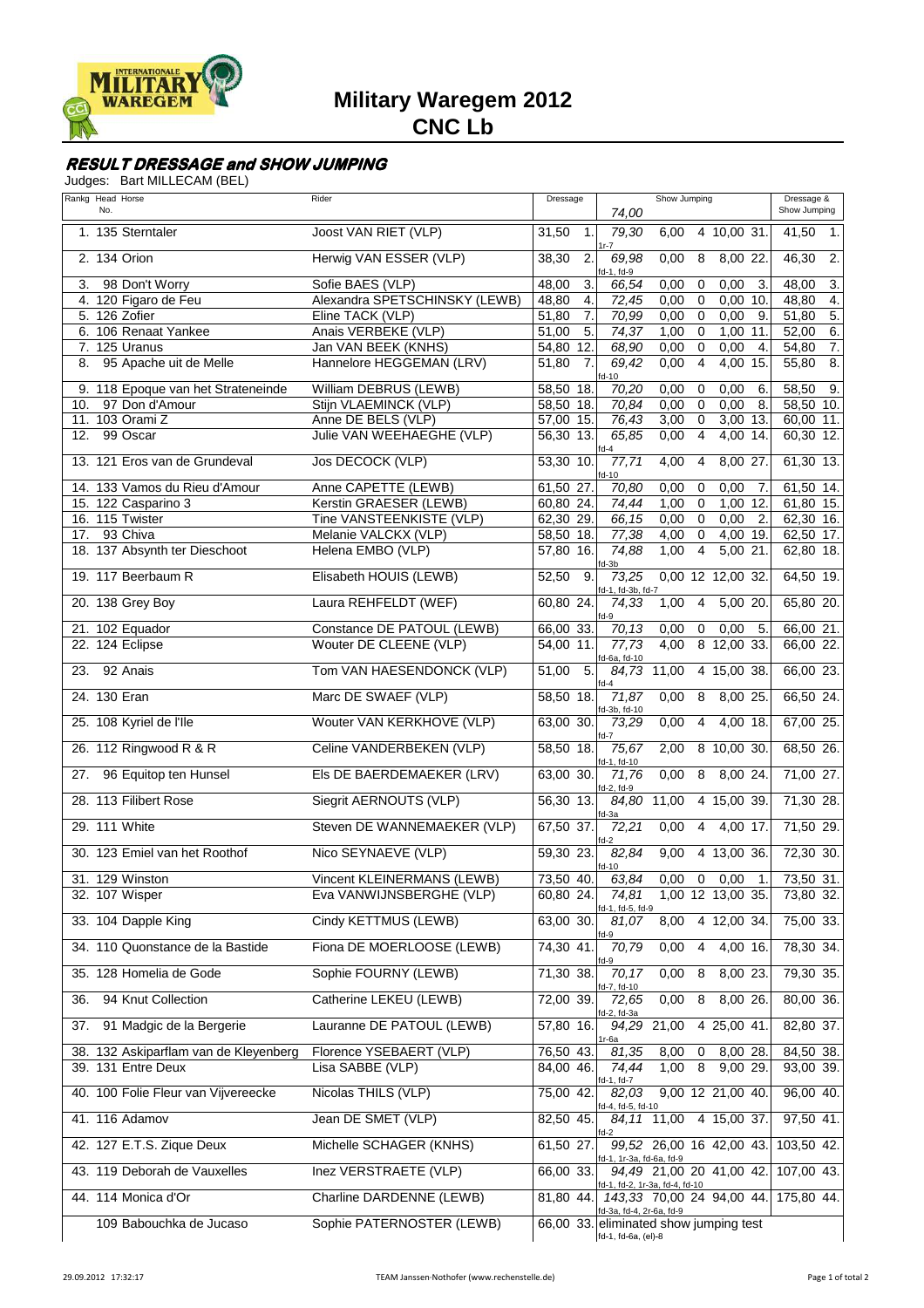# Military Waregem 2012

## CNC Lb

### RESULT DRESSAGE and SHOW JUMPING

Judges: Bart MILLECAM (BEL)

| Rankg | Head No. | Horse | Rider | Dressage | | Show Jumping 74,00 | | | | | Dressage & Show Jumping | |
|---|---|---|---|---|---|---|---|---|---|---|---|---|
| 1. | 135 | Sterntaler | Joost VAN RIET (VLP) | 31,50 | 1. | 79,30 1r-7 | 6,00 | 4 | 10,00 | 31. | 41,50 | 1. |
| 2. | 134 | Orion | Herwig VAN ESSER (VLP) | 38,30 | 2. | 69,98 fd-1, fd-9 | 0,00 | 8 | 8,00 | 22. | 46,30 | 2. |
| 3. | 98 | Don't Worry | Sofie BAES (VLP) | 48,00 | 3. | 66,54 | 0,00 | 0 | 0,00 | 3. | 48,00 | 3. |
| 4. | 120 | Figaro de Feu | Alexandra SPETSCHINSKY (LEWB) | 48,80 | 4. | 72,45 | 0,00 | 0 | 0,00 | 10. | 48,80 | 4. |
| 5. | 126 | Zofier | Eline TACK (VLP) | 51,80 | 7. | 70,99 | 0,00 | 0 | 0,00 | 9. | 51,80 | 5. |
| 6. | 106 | Renaat Yankee | Anais VERBEKE (VLP) | 51,00 | 5. | 74,37 | 1,00 | 0 | 1,00 | 11. | 52,00 | 6. |
| 7. | 125 | Uranus | Jan VAN BEEK (KNHS) | 54,80 | 12. | 68,90 | 0,00 | 0 | 0,00 | 4. | 54,80 | 7. |
| 8. | 95 | Apache uit de Melle | Hannelore HEGGEMAN (LRV) | 51,80 | 7. | 69,42 fd-10 | 0,00 | 4 | 4,00 | 15. | 55,80 | 8. |
| 9. | 118 | Epoque van het Strateneinde | William DEBRUS (LEWB) | 58,50 | 18. | 70,20 | 0,00 | 0 | 0,00 | 6. | 58,50 | 9. |
| 10. | 97 | Don d'Amour | Stijn VLAEMINCK (VLP) | 58,50 | 18. | 70,84 | 0,00 | 0 | 0,00 | 8. | 58,50 | 10. |
| 11. | 103 | Orami Z | Anne DE BELS (VLP) | 57,00 | 15. | 76,43 | 3,00 | 0 | 3,00 | 13. | 60,00 | 11. |
| 12. | 99 | Oscar | Julie VAN WEEHAEGHE (VLP) | 56,30 | 13. | 65,85 fd-4 | 0,00 | 4 | 4,00 | 14. | 60,30 | 12. |
| 13. | 121 | Eros van de Grundeval | Jos DECOCK (VLP) | 53,30 | 10. | 77,71 fd-10 | 4,00 | 4 | 8,00 | 27. | 61,30 | 13. |
| 14. | 133 | Vamos du Rieu d'Amour | Anne CAPETTE (LEWB) | 61,50 | 27. | 70,80 | 0,00 | 0 | 0,00 | 7. | 61,50 | 14. |
| 15. | 122 | Casparino 3 | Kerstin GRAESER (LEWB) | 60,80 | 24. | 74,44 | 1,00 | 0 | 1,00 | 12. | 61,80 | 15. |
| 16. | 115 | Twister | Tine VANSTEENKISTE (VLP) | 62,30 | 29. | 66,15 | 0,00 | 0 | 0,00 | 2. | 62,30 | 16. |
| 17. | 93 | Chiva | Melanie VALCKX (VLP) | 58,50 | 18. | 77,38 | 4,00 | 0 | 4,00 | 19. | 62,50 | 17. |
| 18. | 137 | Absynth ter Dieschoot | Helena EMBO (VLP) | 57,80 | 16. | 74,88 fd-3b | 1,00 | 4 | 5,00 | 21. | 62,80 | 18. |
| 19. | 117 | Beerbaum R | Elisabeth HOUIS (LEWB) | 52,50 | 9. | 73,25 fd-1, fd-3b, fd-7 | 0,00 | 12 | 12,00 | 32. | 64,50 | 19. |
| 20. | 138 | Grey Boy | Laura REHFELDT (WEF) | 60,80 | 24. | 74,33 fd-9 | 1,00 | 4 | 5,00 | 20. | 65,80 | 20. |
| 21. | 102 | Equador | Constance DE PATOUL (LEWB) | 66,00 | 33. | 70,13 | 0,00 | 0 | 0,00 | 5. | 66,00 | 21. |
| 22. | 124 | Eclipse | Wouter DE CLEENE (VLP) | 54,00 | 11. | 77,73 fd-6a, fd-10 | 4,00 | 8 | 12,00 | 33. | 66,00 | 22. |
| 23. | 92 | Anais | Tom VAN HAESENDONCK (VLP) | 51,00 | 5. | 84,73 fd-4 | 11,00 | 4 | 15,00 | 38. | 66,00 | 23. |
| 24. | 130 | Eran | Marc DE SWAEF (VLP) | 58,50 | 18. | 71,87 fd-3b, fd-10 | 0,00 | 8 | 8,00 | 25. | 66,50 | 24. |
| 25. | 108 | Kyriel de l'Ile | Wouter VAN KERKHOVE (VLP) | 63,00 | 30. | 73,29 fd-7 | 0,00 | 4 | 4,00 | 18. | 67,00 | 25. |
| 26. | 112 | Ringwood R & R | Celine VANDERBEKEN (VLP) | 58,50 | 18. | 75,67 fd-1, fd-10 | 2,00 | 8 | 10,00 | 30. | 68,50 | 26. |
| 27. | 96 | Equitop ten Hunsel | Els DE BAERDEMAEKER (LRV) | 63,00 | 30. | 71,76 fd-2, fd-9 | 0,00 | 8 | 8,00 | 24. | 71,00 | 27. |
| 28. | 113 | Filibert Rose | Siegrit AERNOUTS (VLP) | 56,30 | 13. | 84,80 fd-3a | 11,00 | 4 | 15,00 | 39. | 71,30 | 28. |
| 29. | 111 | White | Steven DE WANNEMAEKER (VLP) | 67,50 | 37. | 72,21 fd-2 | 0,00 | 4 | 4,00 | 17. | 71,50 | 29. |
| 30. | 123 | Emiel van het Roothof | Nico SEYNAEVE (VLP) | 59,30 | 23. | 82,84 fd-10 | 9,00 | 4 | 13,00 | 36. | 72,30 | 30. |
| 31. | 129 | Winston | Vincent KLEINERMANS (LEWB) | 73,50 | 40. | 63,84 | 0,00 | 0 | 0,00 | 1. | 73,50 | 31. |
| 32. | 107 | Wisper | Eva VANWIJNSBERGHE (VLP) | 60,80 | 24. | 74,81 fd-1, fd-5, fd-9 | 1,00 | 12 | 13,00 | 35. | 73,80 | 32. |
| 33. | 104 | Dapple King | Cindy KETTMUS (LEWB) | 63,00 | 30. | 81,07 fd-9 | 8,00 | 4 | 12,00 | 34. | 75,00 | 33. |
| 34. | 110 | Quonstance de la Bastide | Fiona DE MOERLOOSE (LEWB) | 74,30 | 41. | 70,79 fd-9 | 0,00 | 4 | 4,00 | 16. | 78,30 | 34. |
| 35. | 128 | Homelia de Gode | Sophie FOURNY (LEWB) | 71,30 | 38. | 70,17 fd-7, fd-10 | 0,00 | 8 | 8,00 | 23. | 79,30 | 35. |
| 36. | 94 | Knut Collection | Catherine LEKEU (LEWB) | 72,00 | 39. | 72,65 fd-2, fd-3a | 0,00 | 8 | 8,00 | 26. | 80,00 | 36. |
| 37. | 91 | Madgic de la Bergerie | Lauranne DE PATOUL (LEWB) | 57,80 | 16. | 94,29 1r-6a | 21,00 | 4 | 25,00 | 41. | 82,80 | 37. |
| 38. | 132 | Askiparflam van de Kleyenberg | Florence YSEBAERT (VLP) | 76,50 | 43. | 81,35 | 8,00 | 0 | 8,00 | 28. | 84,50 | 38. |
| 39. | 131 | Entre Deux | Lisa SABBE (VLP) | 84,00 | 46. | 74,44 fd-1, fd-7 | 1,00 | 8 | 9,00 | 29. | 93,00 | 39. |
| 40. | 100 | Folie Fleur van Vijvereecke | Nicolas THILS (VLP) | 75,00 | 42. | 82,03 fd-4, fd-5, fd-10 | 9,00 | 12 | 21,00 | 40. | 96,00 | 40. |
| 41. | 116 | Adamov | Jean DE SMET (VLP) | 82,50 | 45. | 84,11 fd-2 | 11,00 | 4 | 15,00 | 37. | 97,50 | 41. |
| 42. | 127 | E.T.S. Zique Deux | Michelle SCHAGER (KNHS) | 61,50 | 27. | 99,52 fd-1, 1r-3a, fd-6a, fd-9 | 26,00 | 16 | 42,00 | 43. | 103,50 | 42. |
| 43. | 119 | Deborah de Vauxelles | Inez VERSTRAETE (VLP) | 66,00 | 33. | 94,49 fd-1, fd-2, 1r-3a, fd-4, fd-10 | 21,00 | 20 | 41,00 | 42. | 107,00 | 43. |
| 44. | 114 | Monica d'Or | Charline DARDENNE (LEWB) | 81,80 | 44. | 143,33 fd-3a, fd-4, 2r-6a, fd-9 | 70,00 | 24 | 94,00 | 44. | 175,80 | 44. |
| | 109 | Babouchka de Jucaso | Sophie PATERNOSTER (LEWB) | 66,00 | 33. | eliminated show jumping test fd-1, fd-6a, (el)-8 | | | | | | |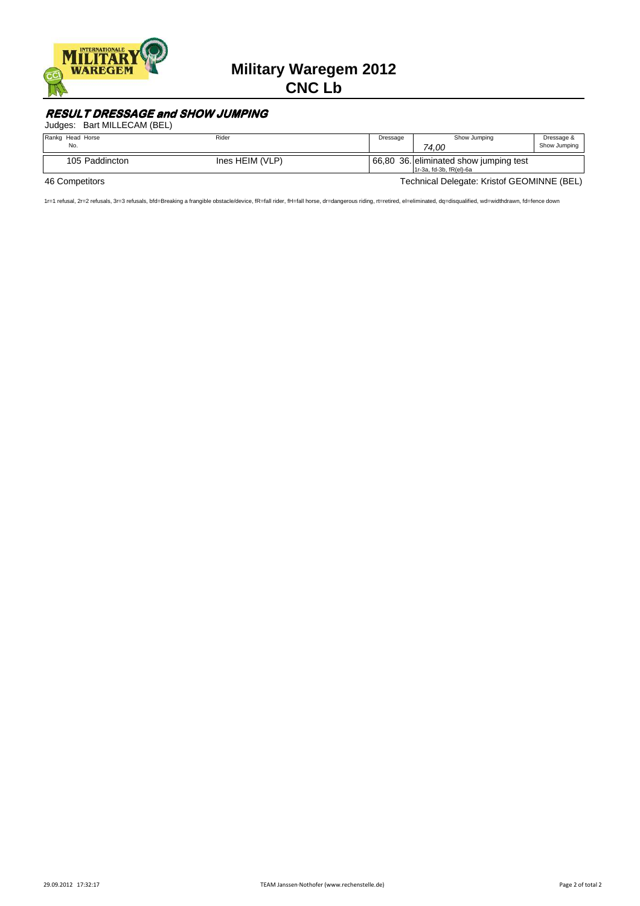# Military Waregem 2012
## CNC Lb

### ***RESULT DRESSAGE and SHOW JUMPING***

Judges: Bart MILLECAM (BEL)

| Rankg | Head No. | Horse | Rider | Dressage | | Show Jumping 74,00 | Dressage & Show Jumping |
|---|---|---|---|---|---|---|---|
| | 105 | Paddincton | Ines HEIM (VLP) | 66,80 | 36. | eliminated show jumping test 1r-3a, fd-3b, fR(el)-6a | |

46 Competitors

Technical Delegate: Kristof GEOMINNE (BEL)

1r=1 refusal, 2r=2 refusals, 3r=3 refusals, bfd=Breaking a frangible obstacle/device, fR=fall rider, fH=fall horse, dr=dangerous riding, rt=retired, el=eliminated, dq=disqualified, wd=widthdrawn, fd=fence down

29.09.2012 17:32:17 TEAM Janssen-Nothofer (www.rechenstelle.de)